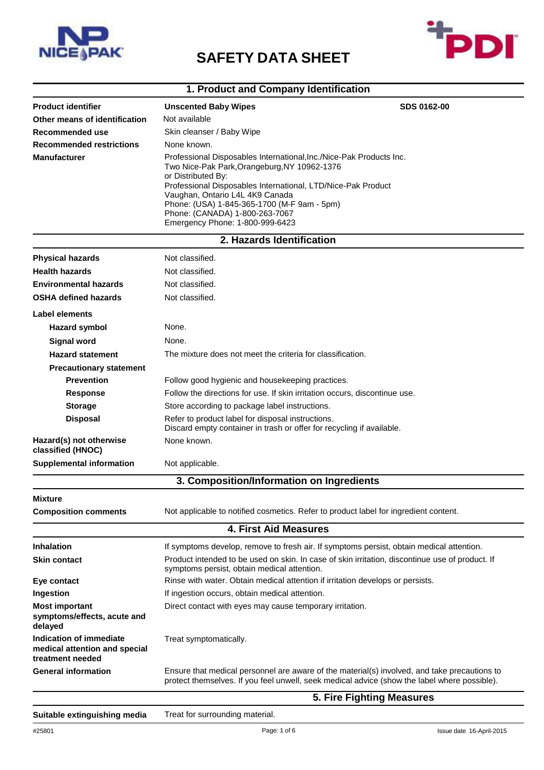# SAFETY DATA SHEET

## 1. Product and Company Identification

| | | |
|---|---|---|
| **Product identifier** | **Unscented Baby Wipes** | **SDS 0162-00** |
| **Other means of identification** | Not available | |
| **Recommended use** | Skin cleanser / Baby Wipe | |
| **Recommended restrictions** | None known. | |
| **Manufacturer** | Professional Disposables International,Inc./Nice-Pak Products Inc.<br>Two Nice-Pak Park,Orangeburg,NY 10962-1376<br>or Distributed By:<br>Professional Disposables International, LTD/Nice-Pak Product<br>Vaughan, Ontario L4L 4K9 Canada<br>Phone: (USA) 1-845-365-1700 (M-F 9am - 5pm)<br>Phone: (CANADA) 1-800-263-7067<br>Emergency Phone: 1-800-999-6423 | |

## 2. Hazards Identification

**Physical hazards**: Not classified.

**Health hazards**: Not classified.

**Environmental hazards**: Not classified.

**OSHA defined hazards**: Not classified.

**Label elements**

- **Hazard symbol**: None.
- **Signal word**: None.
- **Hazard statement**: The mixture does not meet the criteria for classification.
- **Precautionary statement**
  - **Prevention**: Follow good hygienic and housekeeping practices.
  - **Response**: Follow the directions for use. If skin irritation occurs, discontinue use.
  - **Storage**: Store according to package label instructions.
  - **Disposal**: Refer to product label for disposal instructions.
    Discard empty container in trash or offer for recycling if available.

**Hazard(s) not otherwise classified (HNOC)**: None known.

**Supplemental information**: Not applicable.

## 3. Composition/Information on Ingredients

**Mixture**

**Composition comments**: Not applicable to notified cosmetics. Refer to product label for ingredient content.

## 4. First Aid Measures

**Inhalation**: If symptoms develop, remove to fresh air. If symptoms persist, obtain medical attention.

**Skin contact**: Product intended to be used on skin. In case of skin irritation, discontinue use of product. If symptoms persist, obtain medical attention.

**Eye contact**: Rinse with water. Obtain medical attention if irritation develops or persists.

**Ingestion**: If ingestion occurs, obtain medical attention.

**Most important symptoms/effects, acute and delayed**: Direct contact with eyes may cause temporary irritation.

**Indication of immediate medical attention and special treatment needed**: Treat symptomatically.

**General information**: Ensure that medical personnel are aware of the material(s) involved, and take precautions to protect themselves. If you feel unwell, seek medical advice (show the label where possible).

## 5. Fire Fighting Measures

**Suitable extinguishing media**: Treat for surrounding material.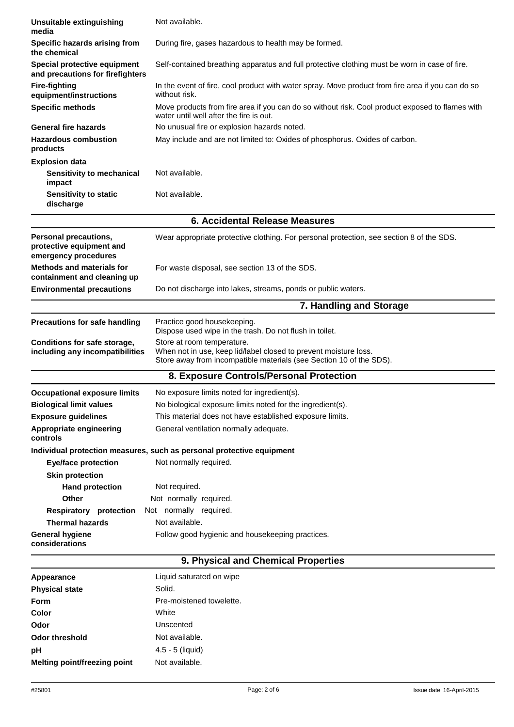| | |
|---|---|
| **Unsuitable extinguishing media** | Not available. |
| **Specific hazards arising from the chemical** | During fire, gases hazardous to health may be formed. |
| **Special protective equipment and precautions for firefighters** | Self-contained breathing apparatus and full protective clothing must be worn in case of fire. |
| **Fire-fighting equipment/instructions** | In the event of fire, cool product with water spray. Move product from fire area if you can do so without risk. |
| **Specific methods** | Move products from fire area if you can do so without risk. Cool product exposed to flames with water until well after the fire is out. |
| **General fire hazards** | No unusual fire or explosion hazards noted. |
| **Hazardous combustion products** | May include and are not limited to: Oxides of phosphorus. Oxides of carbon. |
| **Explosion data** | |
| **Sensitivity to mechanical impact** | Not available. |
| **Sensitivity to static discharge** | Not available. |

## 6. Accidental Release Measures

| | |
|---|---|
| **Personal precautions, protective equipment and emergency procedures** | Wear appropriate protective clothing. For personal protection, see section 8 of the SDS. |
| **Methods and materials for containment and cleaning up** | For waste disposal, see section 13 of the SDS. |
| **Environmental precautions** | Do not discharge into lakes, streams, ponds or public waters. |

## 7. Handling and Storage

| | |
|---|---|
| **Precautions for safe handling** | Practice good housekeeping.<br>Dispose used wipe in the trash. Do not flush in toilet. |
| **Conditions for safe storage, including any incompatibilities** | Store at room temperature.<br>When not in use, keep lid/label closed to prevent moisture loss.<br>Store away from incompatible materials (see Section 10 of the SDS). |

## 8. Exposure Controls/Personal Protection

| | |
|---|---|
| **Occupational exposure limits** | No exposure limits noted for ingredient(s). |
| **Biological limit values** | No biological exposure limits noted for the ingredient(s). |
| **Exposure guidelines** | This material does not have established exposure limits. |
| **Appropriate engineering controls** | General ventilation normally adequate. |

**Individual protection measures, such as personal protective equipment**

| | |
|---|---|
| **Eye/face protection** | Not normally required. |
| **Skin protection** | |
| **Hand protection** | Not required. |
| **Other** | Not normally required. |
| **Respiratory protection** | Not normally required. |
| **Thermal hazards** | Not available. |
| **General hygiene considerations** | Follow good hygienic and housekeeping practices. |

## 9. Physical and Chemical Properties

| | |
|---|---|
| **Appearance** | Liquid saturated on wipe |
| **Physical state** | Solid. |
| **Form** | Pre-moistened towelette. |
| **Color** | White |
| **Odor** | Unscented |
| **Odor threshold** | Not available. |
| **pH** | 4.5 - 5 (liquid) |
| **Melting point/freezing point** | Not available. |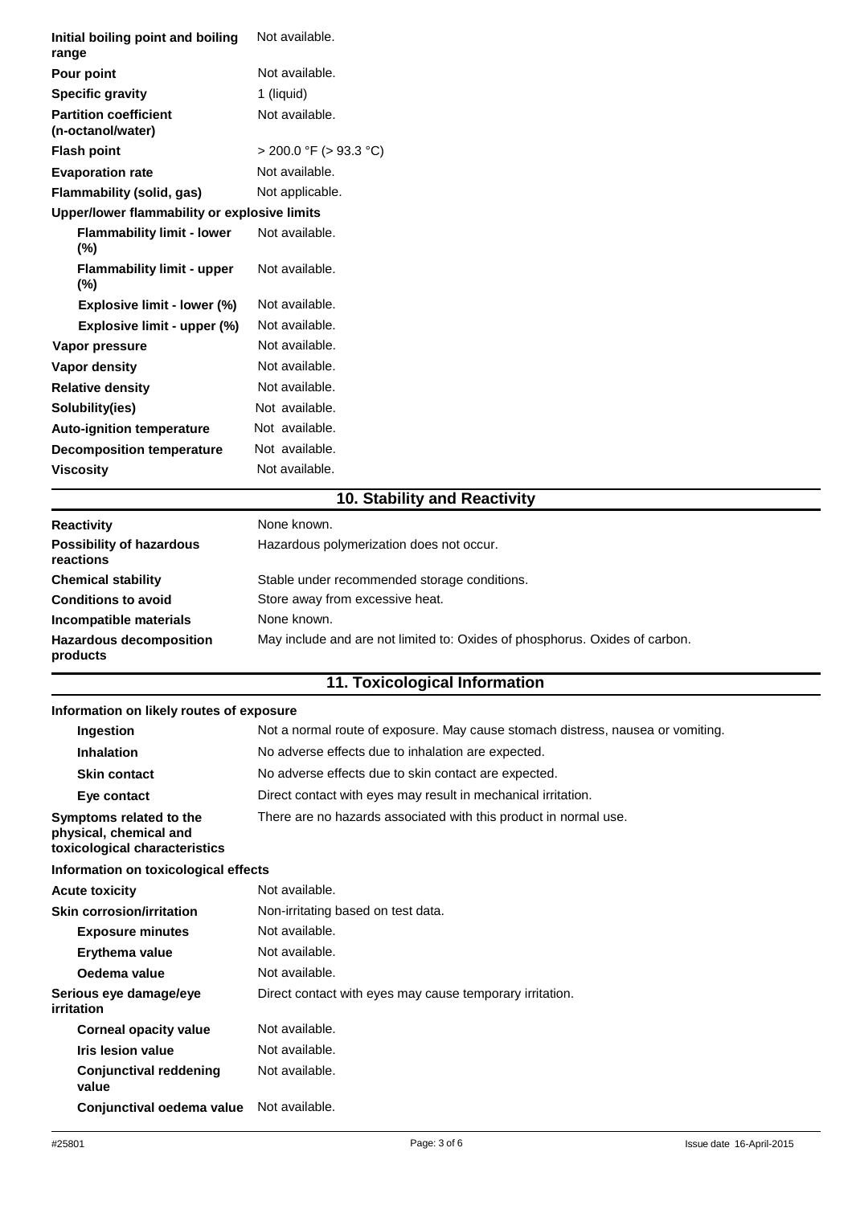| | |
|---|---|
| **Initial boiling point and boiling range** | Not available. |
| **Pour point** | Not available. |
| **Specific gravity** | 1 (liquid) |
| **Partition coefficient (n-octanol/water)** | Not available. |
| **Flash point** | > 200.0 °F (> 93.3 °C) |
| **Evaporation rate** | Not available. |
| **Flammability (solid, gas)** | Not applicable. |
| **Upper/lower flammability or explosive limits** | |
| **Flammability limit - lower (%)** | Not available. |
| **Flammability limit - upper (%)** | Not available. |
| **Explosive limit - lower (%)** | Not available. |
| **Explosive limit - upper (%)** | Not available. |
| **Vapor pressure** | Not available. |
| **Vapor density** | Not available. |
| **Relative density** | Not available. |
| **Solubility(ies)** | Not available. |
| **Auto-ignition temperature** | Not available. |
| **Decomposition temperature** | Not available. |
| **Viscosity** | Not available. |

## 10. Stability and Reactivity

| | |
|---|---|
| **Reactivity** | None known. |
| **Possibility of hazardous reactions** | Hazardous polymerization does not occur. |
| **Chemical stability** | Stable under recommended storage conditions. |
| **Conditions to avoid** | Store away from excessive heat. |
| **Incompatible materials** | None known. |
| **Hazardous decomposition products** | May include and are not limited to: Oxides of phosphorus. Oxides of carbon. |

## 11. Toxicological Information

**Information on likely routes of exposure**

| | |
|---|---|
| **Ingestion** | Not a normal route of exposure. May cause stomach distress, nausea or vomiting. |
| **Inhalation** | No adverse effects due to inhalation are expected. |
| **Skin contact** | No adverse effects due to skin contact are expected. |
| **Eye contact** | Direct contact with eyes may result in mechanical irritation. |
| **Symptoms related to the physical, chemical and toxicological characteristics** | There are no hazards associated with this product in normal use. |

**Information on toxicological effects**

| | |
|---|---|
| **Acute toxicity** | Not available. |
| **Skin corrosion/irritation** | Non-irritating based on test data. |
| **Exposure minutes** | Not available. |
| **Erythema value** | Not available. |
| **Oedema value** | Not available. |
| **Serious eye damage/eye irritation** | Direct contact with eyes may cause temporary irritation. |
| **Corneal opacity value** | Not available. |
| **Iris lesion value** | Not available. |
| **Conjunctival reddening value** | Not available. |
| **Conjunctival oedema value** | Not available. |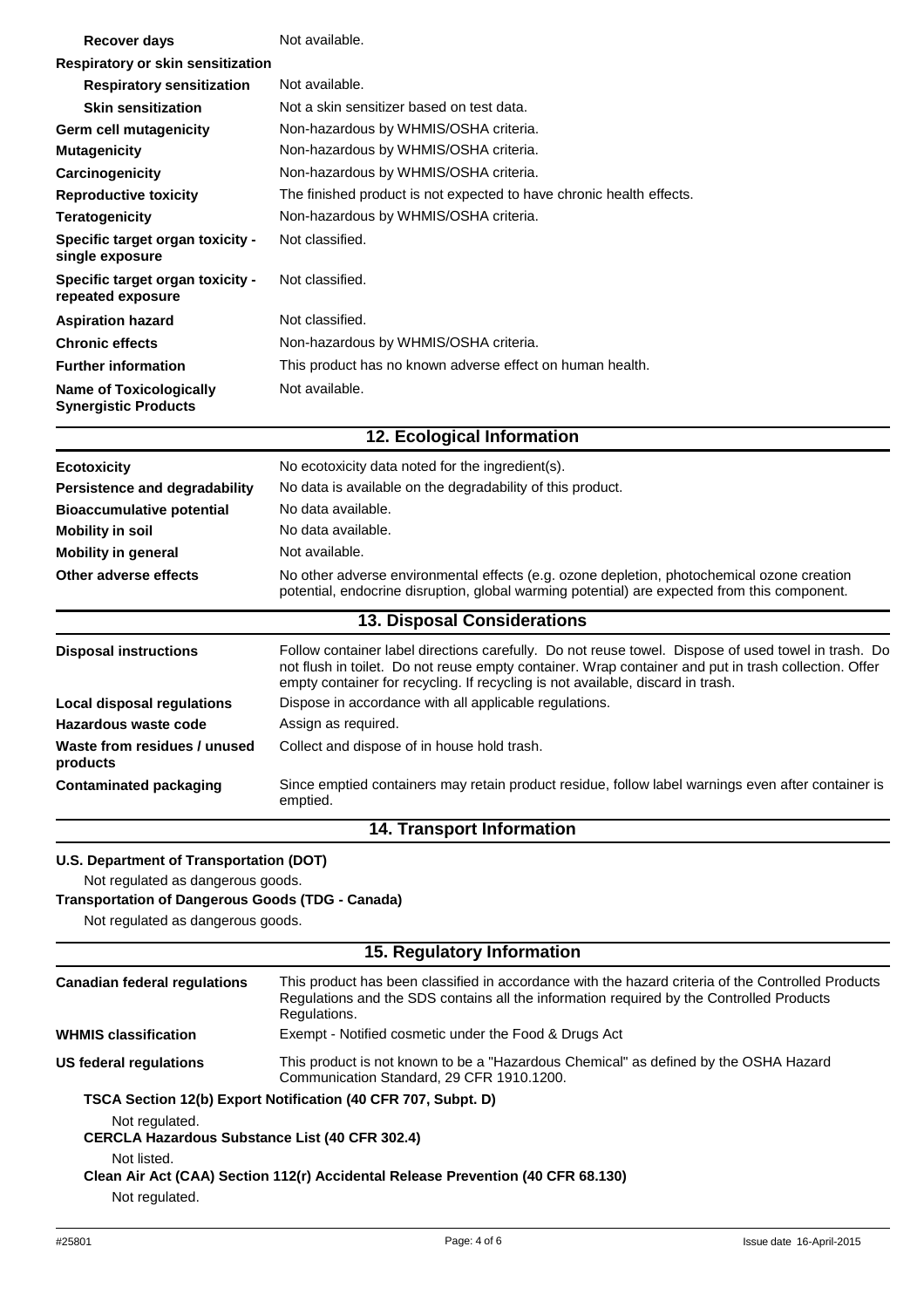| | |
|---|---|
| **Recover days** | Not available. |
| **Respiratory or skin sensitization** | |
| **Respiratory sensitization** | Not available. |
| **Skin sensitization** | Not a skin sensitizer based on test data. |
| **Germ cell mutagenicity** | Non-hazardous by WHMIS/OSHA criteria. |
| **Mutagenicity** | Non-hazardous by WHMIS/OSHA criteria. |
| **Carcinogenicity** | Non-hazardous by WHMIS/OSHA criteria. |
| **Reproductive toxicity** | The finished product is not expected to have chronic health effects. |
| **Teratogenicity** | Non-hazardous by WHMIS/OSHA criteria. |
| **Specific target organ toxicity - single exposure** | Not classified. |
| **Specific target organ toxicity - repeated exposure** | Not classified. |
| **Aspiration hazard** | Not classified. |
| **Chronic effects** | Non-hazardous by WHMIS/OSHA criteria. |
| **Further information** | This product has no known adverse effect on human health. |
| **Name of Toxicologically Synergistic Products** | Not available. |

## 12. Ecological Information

| | |
|---|---|
| **Ecotoxicity** | No ecotoxicity data noted for the ingredient(s). |
| **Persistence and degradability** | No data is available on the degradability of this product. |
| **Bioaccumulative potential** | No data available. |
| **Mobility in soil** | No data available. |
| **Mobility in general** | Not available. |
| **Other adverse effects** | No other adverse environmental effects (e.g. ozone depletion, photochemical ozone creation potential, endocrine disruption, global warming potential) are expected from this component. |

## 13. Disposal Considerations

| | |
|---|---|
| **Disposal instructions** | Follow container label directions carefully. Do not reuse towel. Dispose of used towel in trash. Do not flush in toilet. Do not reuse empty container. Wrap container and put in trash collection. Offer empty container for recycling. If recycling is not available, discard in trash. |
| **Local disposal regulations** | Dispose in accordance with all applicable regulations. |
| **Hazardous waste code** | Assign as required. |
| **Waste from residues / unused products** | Collect and dispose of in house hold trash. |
| **Contaminated packaging** | Since emptied containers may retain product residue, follow label warnings even after container is emptied. |

## 14. Transport Information

**U.S. Department of Transportation (DOT)**

Not regulated as dangerous goods.

**Transportation of Dangerous Goods (TDG - Canada)**

Not regulated as dangerous goods.

## 15. Regulatory Information

| | |
|---|---|
| **Canadian federal regulations** | This product has been classified in accordance with the hazard criteria of the Controlled Products Regulations and the SDS contains all the information required by the Controlled Products Regulations. |
| **WHMIS classification** | Exempt - Notified cosmetic under the Food & Drugs Act |
| **US federal regulations** | This product is not known to be a "Hazardous Chemical" as defined by the OSHA Hazard Communication Standard, 29 CFR 1910.1200. |

**TSCA Section 12(b) Export Notification (40 CFR 707, Subpt. D)**

Not regulated.

**CERCLA Hazardous Substance List (40 CFR 302.4)**

Not listed.

**Clean Air Act (CAA) Section 112(r) Accidental Release Prevention (40 CFR 68.130)**

Not regulated.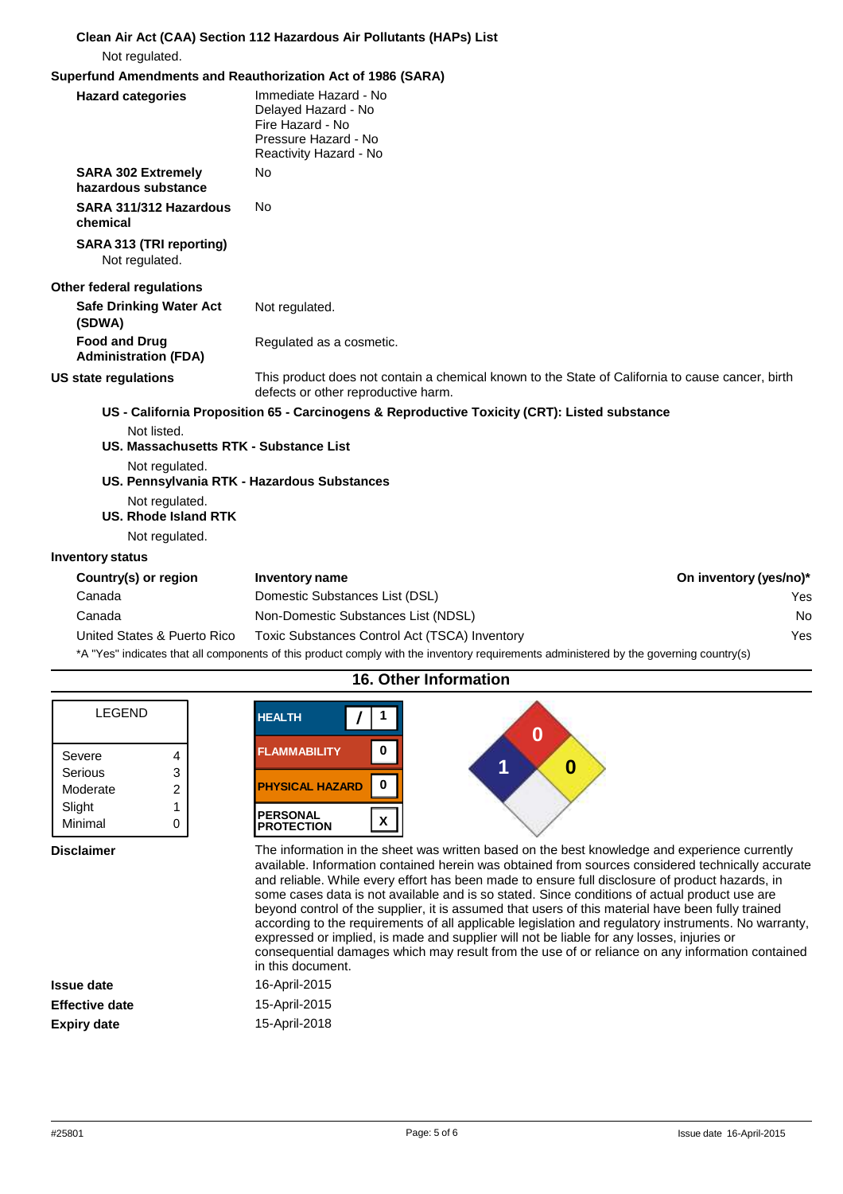**Clean Air Act (CAA) Section 112 Hazardous Air Pollutants (HAPs) List**

Not regulated.

**Superfund Amendments and Reauthorization Act of 1986 (SARA)**

| | |
|---|---|
| **Hazard categories** | Immediate Hazard - No<br>Delayed Hazard - No<br>Fire Hazard - No<br>Pressure Hazard - No<br>Reactivity Hazard - No |
| **SARA 302 Extremely hazardous substance** | No |
| **SARA 311/312 Hazardous chemical** | No |

**SARA 313 (TRI reporting)**

Not regulated.

**Other federal regulations**

| | |
|---|---|
| **Safe Drinking Water Act (SDWA)** | Not regulated. |
| **Food and Drug Administration (FDA)** | Regulated as a cosmetic. |

**US state regulations** This product does not contain a chemical known to the State of California to cause cancer, birth defects or other reproductive harm.

**US - California Proposition 65 - Carcinogens & Reproductive Toxicity (CRT): Listed substance**

Not listed.

**US. Massachusetts RTK - Substance List**

Not regulated.

**US. Pennsylvania RTK - Hazardous Substances**

Not regulated.

**US. Rhode Island RTK**

Not regulated.

**Inventory status**

| Country(s) or region | Inventory name | On inventory (yes/no)* |
|---|---|---|
| Canada | Domestic Substances List (DSL) | Yes |
| Canada | Non-Domestic Substances List (NDSL) | No |
| United States & Puerto Rico | Toxic Substances Control Act (TSCA) Inventory | Yes |

*A "Yes" indicates that all components of this product comply with the inventory requirements administered by the governing country(s)

## 16. Other Information

| LEGEND | |
|---|---|
| Severe | 4 |
| Serious | 3 |
| Moderate | 2 |
| Slight | 1 |
| Minimal | 0 |

| | |
|---|---|
| HEALTH | / 1 |
| FLAMMABILITY | 0 |
| PHYSICAL HAZARD | 0 |
| PERSONAL PROTECTION | X |

NFPA: Health 1, Flammability 0, Instability 0

**Disclaimer** The information in the sheet was written based on the best knowledge and experience currently available. Information contained herein was obtained from sources considered technically accurate and reliable. While every effort has been made to ensure full disclosure of product hazards, in some cases data is not available and is so stated. Since conditions of actual product use are beyond control of the supplier, it is assumed that users of this material have been fully trained according to the requirements of all applicable legislation and regulatory instruments. No warranty, expressed or implied, is made and supplier will not be liable for any losses, injuries or consequential damages which may result from the use of or reliance on any information contained in this document.

| | |
|---|---|
| **Issue date** | 16-April-2015 |
| **Effective date** | 15-April-2015 |
| **Expiry date** | 15-April-2018 |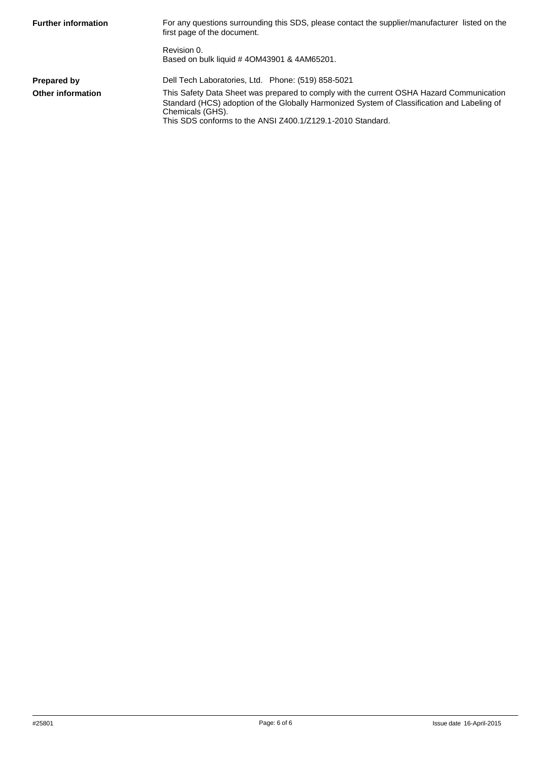**Further information**

For any questions surrounding this SDS, please contact the supplier/manufacturer listed on the first page of the document.

Revision 0.
Based on bulk liquid # 4OM43901 & 4AM65201.

**Prepared by**

Dell Tech Laboratories, Ltd. Phone: (519) 858-5021

**Other information**

This Safety Data Sheet was prepared to comply with the current OSHA Hazard Communication Standard (HCS) adoption of the Globally Harmonized System of Classification and Labeling of Chemicals (GHS).
This SDS conforms to the ANSI Z400.1/Z129.1-2010 Standard.